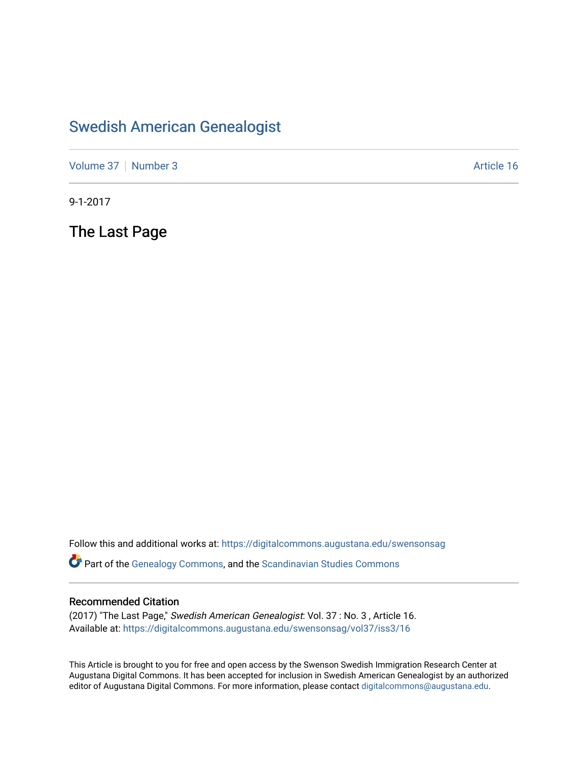# Swedish American Genealogist

Volume 37 | Number 3 | Article 16

9-1-2017

## The Last Page

Follow this and additional works at: https://digitalcommons.augustana.edu/swensonsag

Part of the Genealogy Commons, and the Scandinavian Studies Commons

### Recommended Citation

(2017) "The Last Page," *Swedish American Genealogist*: Vol. 37 : No. 3 , Article 16.
Available at: https://digitalcommons.augustana.edu/swensonsag/vol37/iss3/16

This Article is brought to you for free and open access by the Swenson Swedish Immigration Research Center at Augustana Digital Commons. It has been accepted for inclusion in Swedish American Genealogist by an authorized editor of Augustana Digital Commons. For more information, please contact digitalcommons@augustana.edu.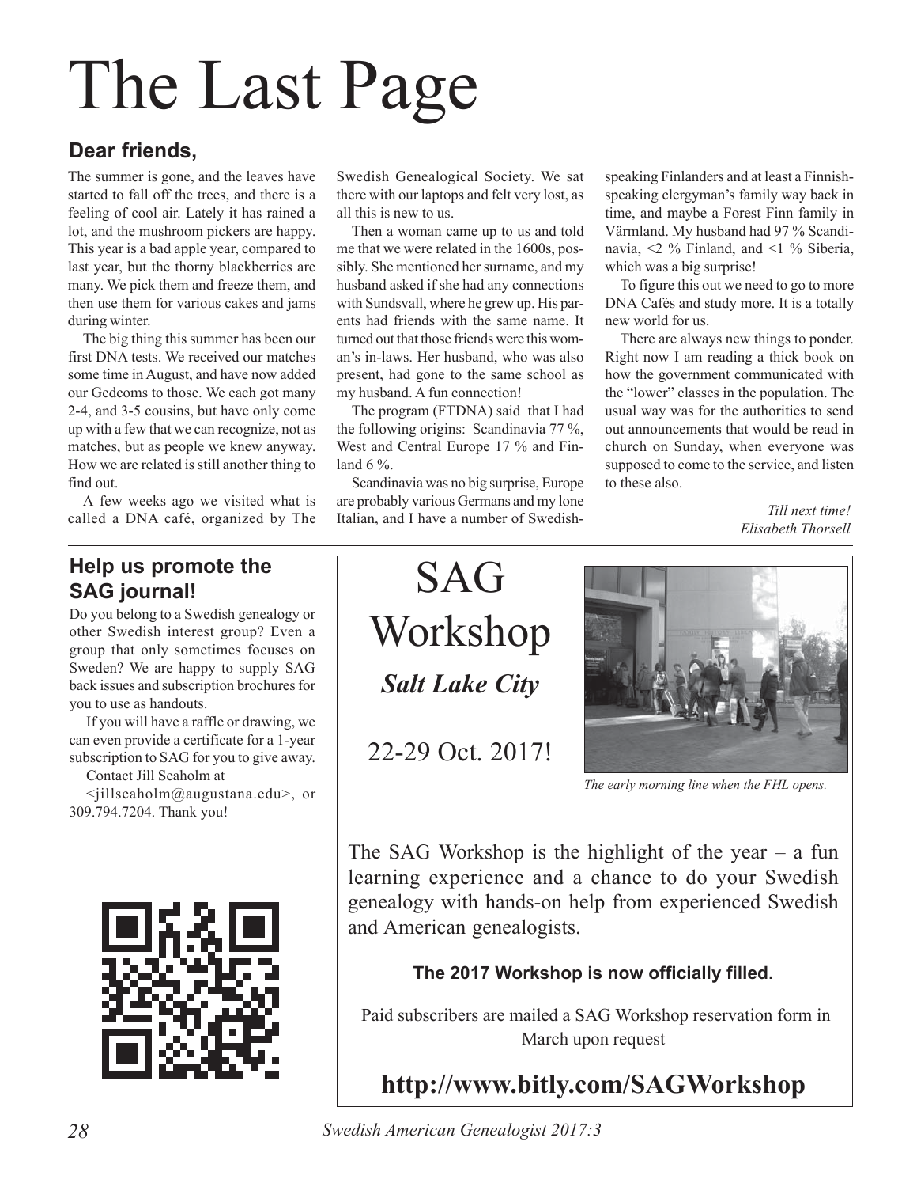# The Last Page

## Dear friends,

The summer is gone, and the leaves have started to fall off the trees, and there is a feeling of cool air. Lately it has rained a lot, and the mushroom pickers are happy. This year is a bad apple year, compared to last year, but the thorny blackberries are many. We pick them and freeze them, and then use them for various cakes and jams during winter.

The big thing this summer has been our first DNA tests. We received our matches some time in August, and have now added our Gedcoms to those. We each got many 2-4, and 3-5 cousins, but have only come up with a few that we can recognize, not as matches, but as people we knew anyway. How we are related is still another thing to find out.

A few weeks ago we visited what is called a DNA café, organized by The Swedish Genealogical Society. We sat there with our laptops and felt very lost, as all this is new to us.

Then a woman came up to us and told me that we were related in the 1600s, possibly. She mentioned her surname, and my husband asked if she had any connections with Sundsvall, where he grew up. His parents had friends with the same name. It turned out that those friends were this woman's in-laws. Her husband, who was also present, had gone to the same school as my husband. A fun connection!

The program (FTDNA) said that I had the following origins: Scandinavia 77 %, West and Central Europe 17 % and Finland 6 %.

Scandinavia was no big surprise, Europe are probably various Germans and my lone Italian, and I have a number of Swedish-speaking Finlanders and at least a Finnish-speaking clergyman's family way back in time, and maybe a Forest Finn family in Värmland. My husband had 97 % Scandinavia, <2 % Finland, and <1 % Siberia, which was a big surprise!

To figure this out we need to go to more DNA Cafés and study more. It is a totally new world for us.

There are always new things to ponder. Right now I am reading a thick book on how the government communicated with the "lower" classes in the population. The usual way was for the authorities to send out announcements that would be read in church on Sunday, when everyone was supposed to come to the service, and listen to these also.

*Till next time!*
*Elisabeth Thorsell*

## Help us promote the SAG journal!

Do you belong to a Swedish genealogy or other Swedish interest group? Even a group that only sometimes focuses on Sweden? We are happy to supply SAG back issues and subscription brochures for you to use as handouts.

If you will have a raffle or drawing, we can even provide a certificate for a 1-year subscription to SAG for you to give away.

Contact Jill Seaholm at <jillseaholm@augustana.edu>, or 309.794.7204. Thank you!

# SAG Workshop

***Salt Lake City***

22-29 Oct. 2017!

*The early morning line when the FHL opens.*

The SAG Workshop is the highlight of the year – a fun learning experience and a chance to do your Swedish genealogy with hands-on help from experienced Swedish and American genealogists.

**The 2017 Workshop is now officially filled.**

Paid subscribers are mailed a SAG Workshop reservation form in March upon request

**http://www.bitly.com/SAGWorkshop**